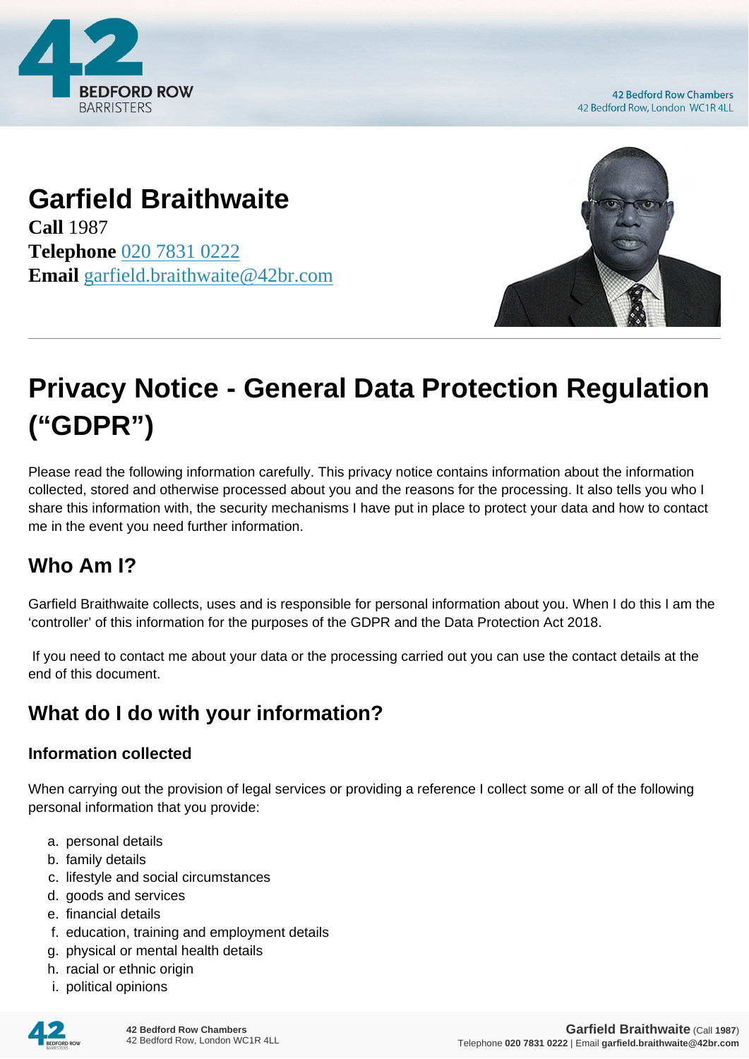# Garfield Braithwaite

**Call** 1987
**Telephone** 020 7831 0222
**Email** garfield.braithwaite@42br.com

## Privacy Notice - General Data Protection Regulation ("GDPR")

Please read the following information carefully. This privacy notice contains information about the information collected, stored and otherwise processed about you and the reasons for the processing. It also tells you who I share this information with, the security mechanisms I have put in place to protect your data and how to contact me in the event you need further information.

### Who Am I?

Garfield Braithwaite collects, uses and is responsible for personal information about you. When I do this I am the 'controller' of this information for the purposes of the GDPR and the Data Protection Act 2018.

If you need to contact me about your data or the processing carried out you can use the contact details at the end of this document.

### What do I do with your information?

#### Information collected

When carrying out the provision of legal services or providing a reference I collect some or all of the following personal information that you provide:

a. personal details
b. family details
c. lifestyle and social circumstances
d. goods and services
e. financial details
f. education, training and employment details
g. physical or mental health details
h. racial or ethnic origin
i. political opinions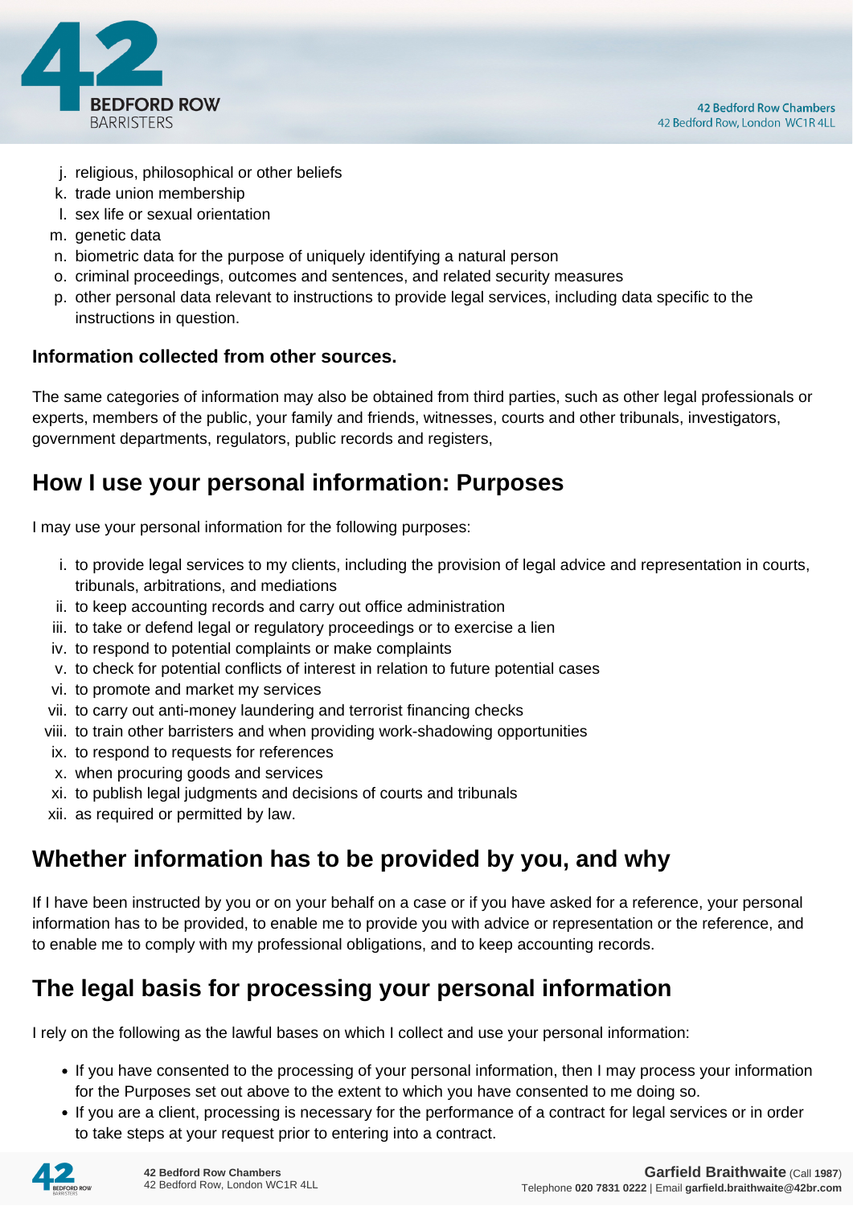j. religious, philosophical or other beliefs
k. trade union membership
l. sex life or sexual orientation
m. genetic data
n. biometric data for the purpose of uniquely identifying a natural person
o. criminal proceedings, outcomes and sentences, and related security measures
p. other personal data relevant to instructions to provide legal services, including data specific to the instructions in question.

**Information collected from other sources.**

The same categories of information may also be obtained from third parties, such as other legal professionals or experts, members of the public, your family and friends, witnesses, courts and other tribunals, investigators, government departments, regulators, public records and registers,

## How I use your personal information: Purposes

I may use your personal information for the following purposes:

i. to provide legal services to my clients, including the provision of legal advice and representation in courts, tribunals, arbitrations, and mediations
ii. to keep accounting records and carry out office administration
iii. to take or defend legal or regulatory proceedings or to exercise a lien
iv. to respond to potential complaints or make complaints
v. to check for potential conflicts of interest in relation to future potential cases
vi. to promote and market my services
vii. to carry out anti-money laundering and terrorist financing checks
viii. to train other barristers and when providing work-shadowing opportunities
ix. to respond to requests for references
x. when procuring goods and services
xi. to publish legal judgments and decisions of courts and tribunals
xii. as required or permitted by law.

## Whether information has to be provided by you, and why

If I have been instructed by you or on your behalf on a case or if you have asked for a reference, your personal information has to be provided, to enable me to provide you with advice or representation or the reference, and to enable me to comply with my professional obligations, and to keep accounting records.

## The legal basis for processing your personal information

I rely on the following as the lawful bases on which I collect and use your personal information:

- If you have consented to the processing of your personal information, then I may process your information for the Purposes set out above to the extent to which you have consented to me doing so.
- If you are a client, processing is necessary for the performance of a contract for legal services or in order to take steps at your request prior to entering into a contract.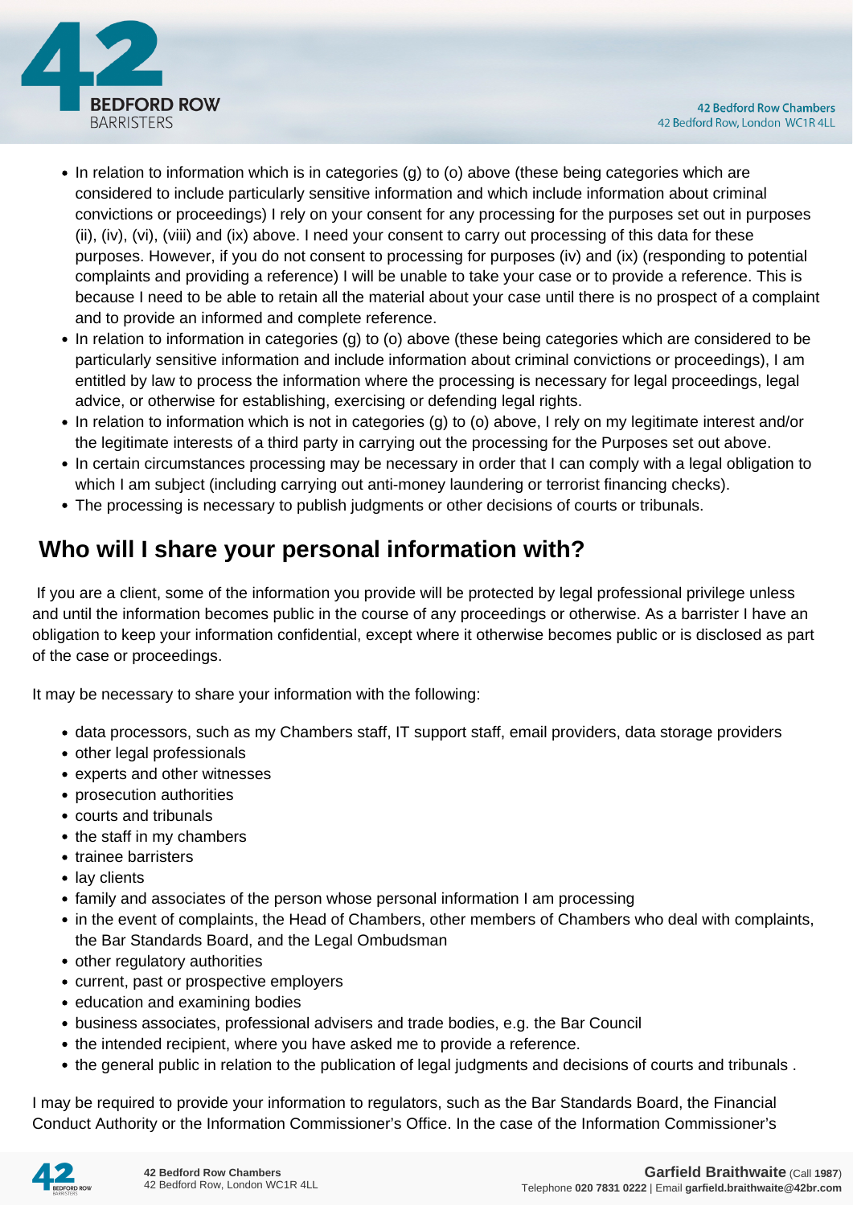- In relation to information which is in categories (g) to (o) above (these being categories which are considered to include particularly sensitive information and which include information about criminal convictions or proceedings) I rely on your consent for any processing for the purposes set out in purposes (ii), (iv), (vi), (viii) and (ix) above. I need your consent to carry out processing of this data for these purposes. However, if you do not consent to processing for purposes (iv) and (ix) (responding to potential complaints and providing a reference) I will be unable to take your case or to provide a reference. This is because I need to be able to retain all the material about your case until there is no prospect of a complaint and to provide an informed and complete reference.
- In relation to information in categories (g) to (o) above (these being categories which are considered to be particularly sensitive information and include information about criminal convictions or proceedings), I am entitled by law to process the information where the processing is necessary for legal proceedings, legal advice, or otherwise for establishing, exercising or defending legal rights.
- In relation to information which is not in categories (g) to (o) above, I rely on my legitimate interest and/or the legitimate interests of a third party in carrying out the processing for the Purposes set out above.
- In certain circumstances processing may be necessary in order that I can comply with a legal obligation to which I am subject (including carrying out anti-money laundering or terrorist financing checks).
- The processing is necessary to publish judgments or other decisions of courts or tribunals.

## Who will I share your personal information with?

If you are a client, some of the information you provide will be protected by legal professional privilege unless and until the information becomes public in the course of any proceedings or otherwise. As a barrister I have an obligation to keep your information confidential, except where it otherwise becomes public or is disclosed as part of the case or proceedings.

It may be necessary to share your information with the following:

- data processors, such as my Chambers staff, IT support staff, email providers, data storage providers
- other legal professionals
- experts and other witnesses
- prosecution authorities
- courts and tribunals
- the staff in my chambers
- trainee barristers
- lay clients
- family and associates of the person whose personal information I am processing
- in the event of complaints, the Head of Chambers, other members of Chambers who deal with complaints, the Bar Standards Board, and the Legal Ombudsman
- other regulatory authorities
- current, past or prospective employers
- education and examining bodies
- business associates, professional advisers and trade bodies, e.g. the Bar Council
- the intended recipient, where you have asked me to provide a reference.
- the general public in relation to the publication of legal judgments and decisions of courts and tribunals .

I may be required to provide your information to regulators, such as the Bar Standards Board, the Financial Conduct Authority or the Information Commissioner's Office. In the case of the Information Commissioner's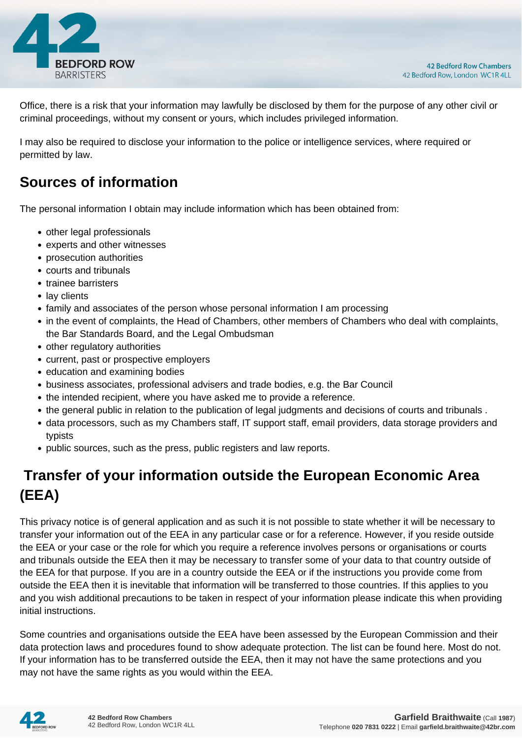Office, there is a risk that your information may lawfully be disclosed by them for the purpose of any other civil or criminal proceedings, without my consent or yours, which includes privileged information.

I may also be required to disclose your information to the police or intelligence services, where required or permitted by law.

## Sources of information

The personal information I obtain may include information which has been obtained from:

- other legal professionals
- experts and other witnesses
- prosecution authorities
- courts and tribunals
- trainee barristers
- lay clients
- family and associates of the person whose personal information I am processing
- in the event of complaints, the Head of Chambers, other members of Chambers who deal with complaints, the Bar Standards Board, and the Legal Ombudsman
- other regulatory authorities
- current, past or prospective employers
- education and examining bodies
- business associates, professional advisers and trade bodies, e.g. the Bar Council
- the intended recipient, where you have asked me to provide a reference.
- the general public in relation to the publication of legal judgments and decisions of courts and tribunals .
- data processors, such as my Chambers staff, IT support staff, email providers, data storage providers and typists
- public sources, such as the press, public registers and law reports.

## Transfer of your information outside the European Economic Area (EEA)

This privacy notice is of general application and as such it is not possible to state whether it will be necessary to transfer your information out of the EEA in any particular case or for a reference. However, if you reside outside the EEA or your case or the role for which you require a reference involves persons or organisations or courts and tribunals outside the EEA then it may be necessary to transfer some of your data to that country outside of the EEA for that purpose. If you are in a country outside the EEA or if the instructions you provide come from outside the EEA then it is inevitable that information will be transferred to those countries. If this applies to you and you wish additional precautions to be taken in respect of your information please indicate this when providing initial instructions.

Some countries and organisations outside the EEA have been assessed by the European Commission and their data protection laws and procedures found to show adequate protection. The list can be found here. Most do not. If your information has to be transferred outside the EEA, then it may not have the same protections and you may not have the same rights as you would within the EEA.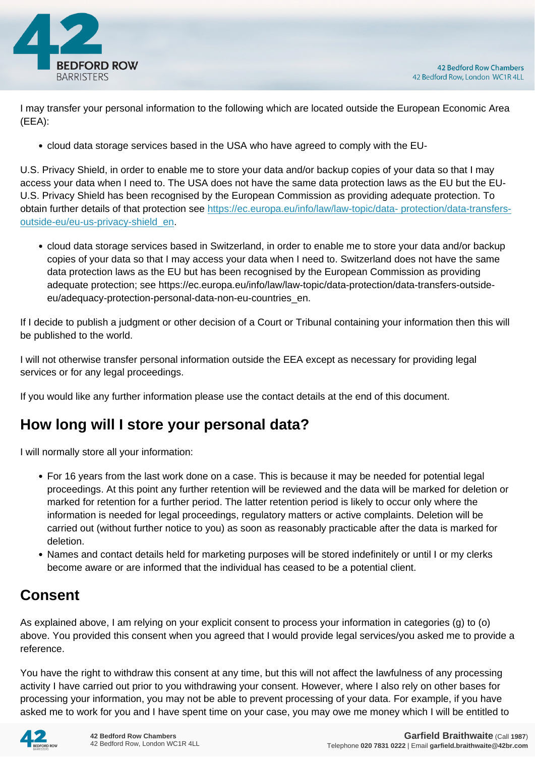I may transfer your personal information to the following which are located outside the European Economic Area (EEA):

- cloud data storage services based in the USA who have agreed to comply with the EU-

U.S. Privacy Shield, in order to enable me to store your data and/or backup copies of your data so that I may access your data when I need to. The USA does not have the same data protection laws as the EU but the EU-U.S. Privacy Shield has been recognised by the European Commission as providing adequate protection. To obtain further details of that protection see [https://ec.europa.eu/info/law/law-topic/data- protection/data-transfers-outside-eu/eu-us-privacy-shield_en](https://ec.europa.eu/info/law/law-topic/data-protection/data-transfers-outside-eu/eu-us-privacy-shield_en).

- cloud data storage services based in Switzerland, in order to enable me to store your data and/or backup copies of your data so that I may access your data when I need to. Switzerland does not have the same data protection laws as the EU but has been recognised by the European Commission as providing adequate protection; see https://ec.europa.eu/info/law/law-topic/data-protection/data-transfers-outside-eu/adequacy-protection-personal-data-non-eu-countries_en.

If I decide to publish a judgment or other decision of a Court or Tribunal containing your information then this will be published to the world.

I will not otherwise transfer personal information outside the EEA except as necessary for providing legal services or for any legal proceedings.

If you would like any further information please use the contact details at the end of this document.

## How long will I store your personal data?

I will normally store all your information:

- For 16 years from the last work done on a case. This is because it may be needed for potential legal proceedings. At this point any further retention will be reviewed and the data will be marked for deletion or marked for retention for a further period. The latter retention period is likely to occur only where the information is needed for legal proceedings, regulatory matters or active complaints. Deletion will be carried out (without further notice to you) as soon as reasonably practicable after the data is marked for deletion.
- Names and contact details held for marketing purposes will be stored indefinitely or until I or my clerks become aware or are informed that the individual has ceased to be a potential client.

## Consent

As explained above, I am relying on your explicit consent to process your information in categories (g) to (o) above. You provided this consent when you agreed that I would provide legal services/you asked me to provide a reference.

You have the right to withdraw this consent at any time, but this will not affect the lawfulness of any processing activity I have carried out prior to you withdrawing your consent. However, where I also rely on other bases for processing your information, you may not be able to prevent processing of your data. For example, if you have asked me to work for you and I have spent time on your case, you may owe me money which I will be entitled to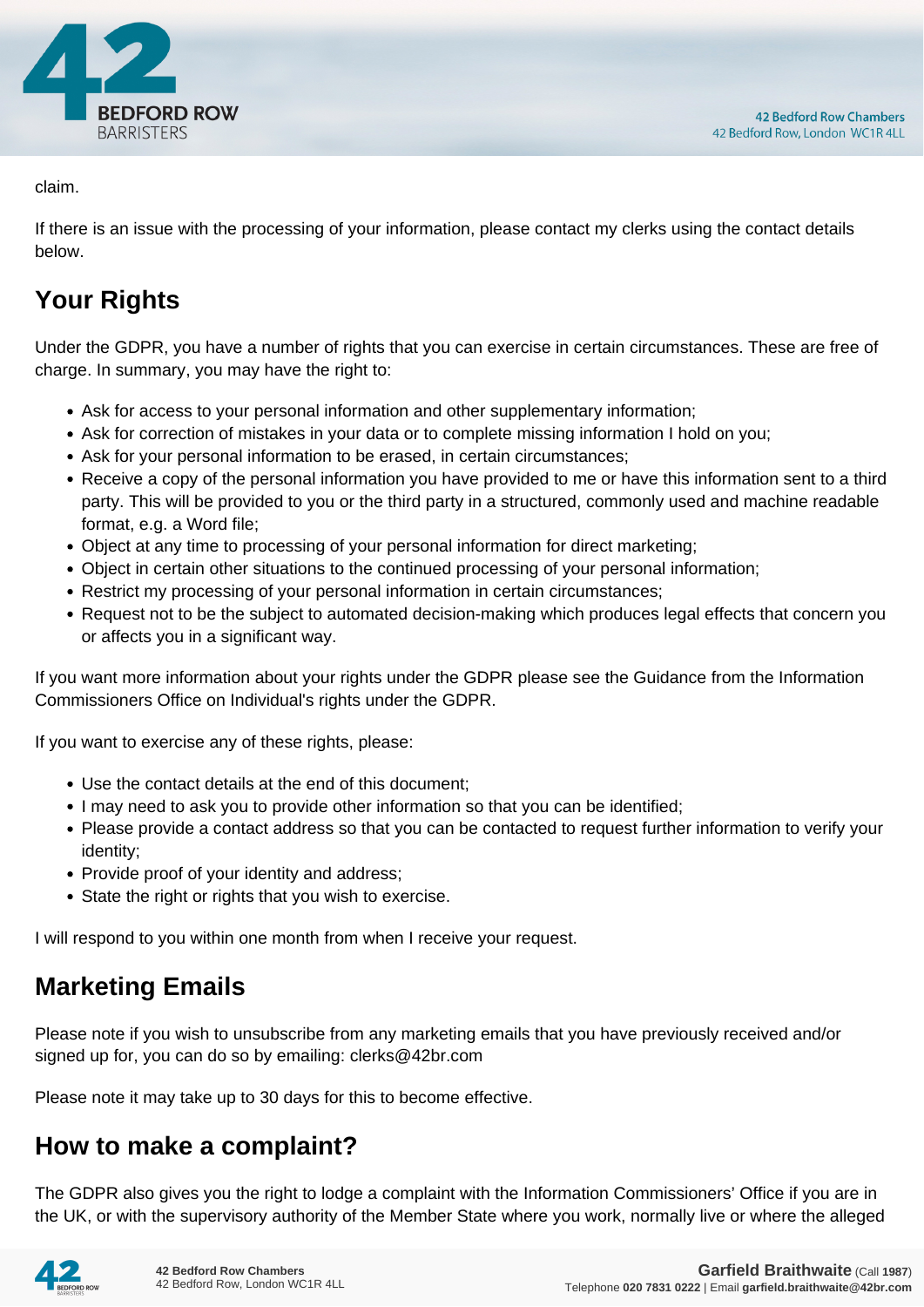claim.

If there is an issue with the processing of your information, please contact my clerks using the contact details below.

## Your Rights

Under the GDPR, you have a number of rights that you can exercise in certain circumstances. These are free of charge. In summary, you may have the right to:

- Ask for access to your personal information and other supplementary information;
- Ask for correction of mistakes in your data or to complete missing information I hold on you;
- Ask for your personal information to be erased, in certain circumstances;
- Receive a copy of the personal information you have provided to me or have this information sent to a third party. This will be provided to you or the third party in a structured, commonly used and machine readable format, e.g. a Word file;
- Object at any time to processing of your personal information for direct marketing;
- Object in certain other situations to the continued processing of your personal information;
- Restrict my processing of your personal information in certain circumstances;
- Request not to be the subject to automated decision-making which produces legal effects that concern you or affects you in a significant way.

If you want more information about your rights under the GDPR please see the Guidance from the Information Commissioners Office on Individual's rights under the GDPR.

If you want to exercise any of these rights, please:

- Use the contact details at the end of this document;
- I may need to ask you to provide other information so that you can be identified;
- Please provide a contact address so that you can be contacted to request further information to verify your identity;
- Provide proof of your identity and address;
- State the right or rights that you wish to exercise.

I will respond to you within one month from when I receive your request.

## Marketing Emails

Please note if you wish to unsubscribe from any marketing emails that you have previously received and/or signed up for, you can do so by emailing: clerks@42br.com

Please note it may take up to 30 days for this to become effective.

## How to make a complaint?

The GDPR also gives you the right to lodge a complaint with the Information Commissioners' Office if you are in the UK, or with the supervisory authority of the Member State where you work, normally live or where the alleged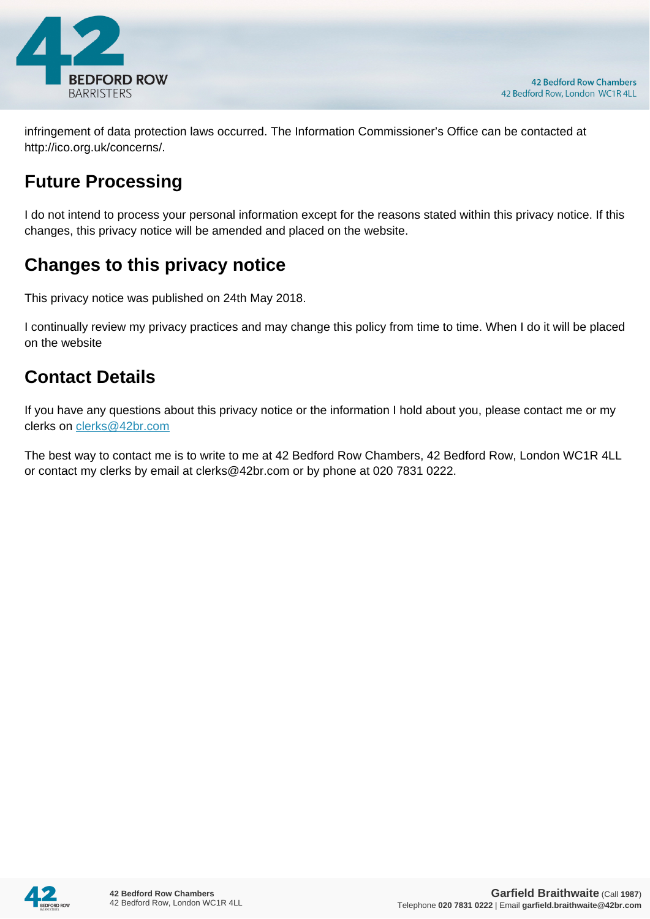infringement of data protection laws occurred. The Information Commissioner's Office can be contacted at http://ico.org.uk/concerns/.

## Future Processing

I do not intend to process your personal information except for the reasons stated within this privacy notice. If this changes, this privacy notice will be amended and placed on the website.

## Changes to this privacy notice

This privacy notice was published on 24th May 2018.

I continually review my privacy practices and may change this policy from time to time. When I do it will be placed on the website

## Contact Details

If you have any questions about this privacy notice or the information I hold about you, please contact me or my clerks on [clerks@42br.com](mailto:clerks@42br.com)

The best way to contact me is to write to me at 42 Bedford Row Chambers, 42 Bedford Row, London WC1R 4LL or contact my clerks by email at clerks@42br.com or by phone at 020 7831 0222.